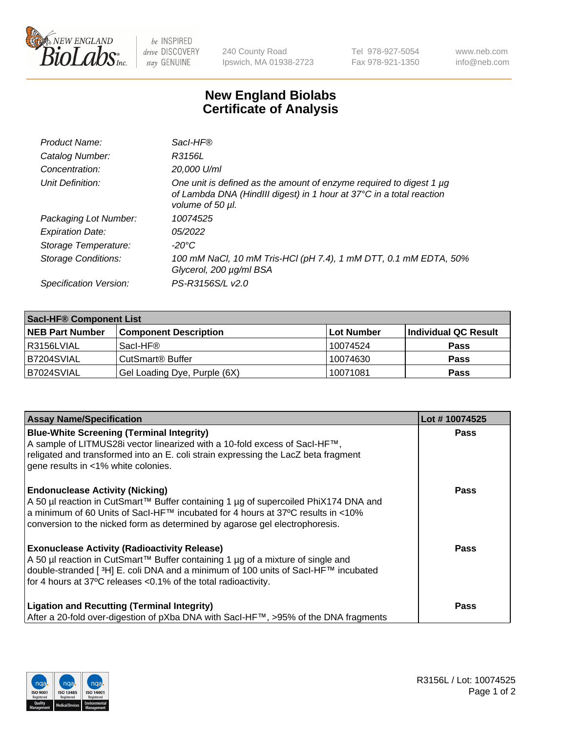# New England Biolabs Certificate of Analysis

| | |
|---|---|
| *Product Name:* | *SacI-HF®* |
| *Catalog Number:* | *R3156L* |
| *Concentration:* | *20,000 U/ml* |
| *Unit Definition:* | *One unit is defined as the amount of enzyme required to digest 1 µg of Lambda DNA (HindIII digest) in 1 hour at 37°C in a total reaction volume of 50 µl.* |
| *Packaging Lot Number:* | *10074525* |
| *Expiration Date:* | *05/2022* |
| *Storage Temperature:* | *-20°C* |
| *Storage Conditions:* | *100 mM NaCl, 10 mM Tris-HCl (pH 7.4), 1 mM DTT, 0.1 mM EDTA, 50% Glycerol, 200 µg/ml BSA* |
| *Specification Version:* | *PS-R3156S/L v2.0* |

| SacI-HF® Component List | | | |
|---|---|---|---|
| **NEB Part Number** | **Component Description** | **Lot Number** | **Individual QC Result** |
| R3156LVIAL | SacI-HF® | 10074524 | **Pass** |
| B7204SVIAL | CutSmart® Buffer | 10074630 | **Pass** |
| B7024SVIAL | Gel Loading Dye, Purple (6X) | 10071081 | **Pass** |

| Assay Name/Specification | Lot # 10074525 |
|---|---|
| **Blue-White Screening (Terminal Integrity)** A sample of LITMUS28i vector linearized with a 10-fold excess of SacI-HF™, religated and transformed into an E. coli strain expressing the LacZ beta fragment gene results in <1% white colonies. | **Pass** |
| **Endonuclease Activity (Nicking)** A 50 µl reaction in CutSmart™ Buffer containing 1 µg of supercoiled PhiX174 DNA and a minimum of 60 Units of SacI-HF™ incubated for 4 hours at 37ºC results in <10% conversion to the nicked form as determined by agarose gel electrophoresis. | **Pass** |
| **Exonuclease Activity (Radioactivity Release)** A 50 µl reaction in CutSmart™ Buffer containing 1 µg of a mixture of single and double-stranded [ $^{3}$H] E. coli DNA and a minimum of 100 units of SacI-HF™ incubated for 4 hours at 37ºC releases <0.1% of the total radioactivity. | **Pass** |
| **Ligation and Recutting (Terminal Integrity)** After a 20-fold over-digestion of pXba DNA with SacI-HF™, >95% of the DNA fragments | **Pass** |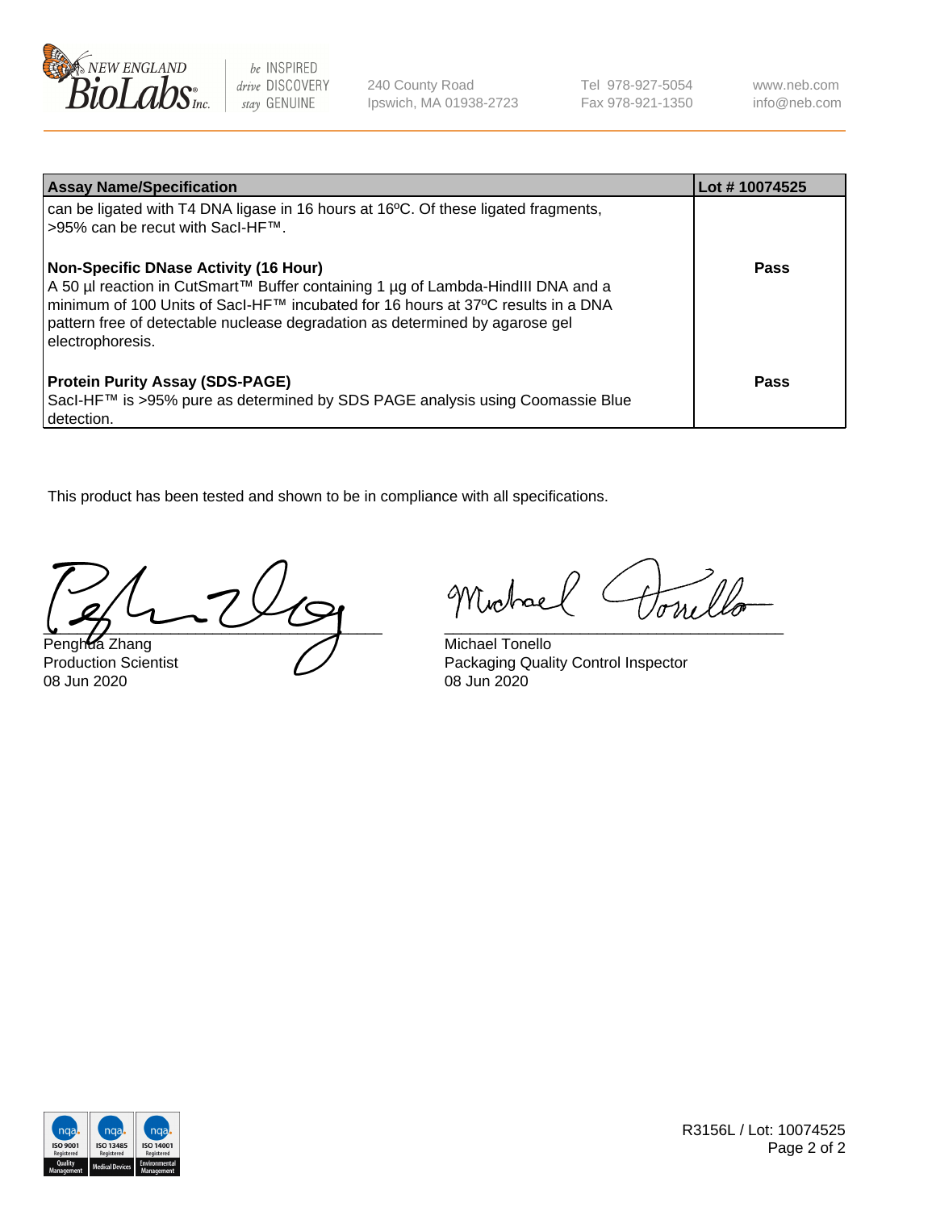| Assay Name/Specification | Lot # 10074525 |
| --- | --- |
| can be ligated with T4 DNA ligase in 16 hours at 16ºC. Of these ligated fragments, >95% can be recut with SacI-HF™. | |
| **Non-Specific DNase Activity (16 Hour)**<br>A 50 µl reaction in CutSmart™ Buffer containing 1 µg of Lambda-HindIII DNA and a minimum of 100 Units of SacI-HF™ incubated for 16 hours at 37ºC results in a DNA pattern free of detectable nuclease degradation as determined by agarose gel electrophoresis. | **Pass** |
| **Protein Purity Assay (SDS-PAGE)**<br>SacI-HF™ is >95% pure as determined by SDS PAGE analysis using Coomassie Blue detection. | **Pass** |

This product has been tested and shown to be in compliance with all specifications.

Penghua Zhang
Production Scientist
08 Jun 2020

Michael Tonello
Packaging Quality Control Inspector
08 Jun 2020

R3156L / Lot: 10074525